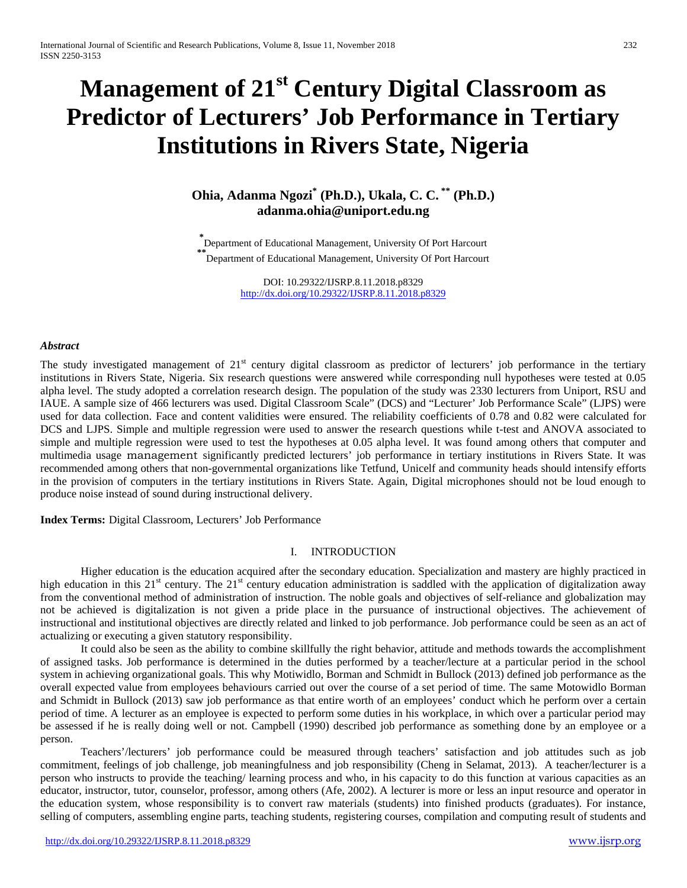# Management of 21st Century Digital Classroom as Predictor of Lecturers' Job Performance in Tertiary Institutions in Rivers State, Nigeria

**Ohia, Adanma Ngozi[*] (Ph.D.), Ukala, C. C. [**] (Ph.D.)**
**adanma.ohia@uniport.edu.ng**

[*] Department of Educational Management, University Of Port Harcourt
[**] Department of Educational Management, University Of Port Harcourt

DOI: 10.29322/IJSRP.8.11.2018.p8329
http://dx.doi.org/10.29322/IJSRP.8.11.2018.p8329

***Abstract***

The study investigated management of 21st century digital classroom as predictor of lecturers' job performance in the tertiary institutions in Rivers State, Nigeria. Six research questions were answered while corresponding null hypotheses were tested at 0.05 alpha level. The study adopted a correlation research design. The population of the study was 2330 lecturers from Uniport, RSU and IAUE. A sample size of 466 lecturers was used. Digital Classroom Scale" (DCS) and "Lecturer' Job Performance Scale" (LJPS) were used for data collection. Face and content validities were ensured. The reliability coefficients of 0.78 and 0.82 were calculated for DCS and LJPS. Simple and multiple regression were used to answer the research questions while t-test and ANOVA associated to simple and multiple regression were used to test the hypotheses at 0.05 alpha level. It was found among others that computer and multimedia usage management significantly predicted lecturers' job performance in tertiary institutions in Rivers State. It was recommended among others that non-governmental organizations like Tetfund, Unicelf and community heads should intensify efforts in the provision of computers in the tertiary institutions in Rivers State. Again, Digital microphones should not be loud enough to produce noise instead of sound during instructional delivery.

**Index Terms:** Digital Classroom, Lecturers' Job Performance

## I. INTRODUCTION

Higher education is the education acquired after the secondary education. Specialization and mastery are highly practiced in high education in this 21st century. The 21st century education administration is saddled with the application of digitalization away from the conventional method of administration of instruction. The noble goals and objectives of self-reliance and globalization may not be achieved is digitalization is not given a pride place in the pursuance of instructional objectives. The achievement of instructional and institutional objectives are directly related and linked to job performance. Job performance could be seen as an act of actualizing or executing a given statutory responsibility.

It could also be seen as the ability to combine skillfully the right behavior, attitude and methods towards the accomplishment of assigned tasks. Job performance is determined in the duties performed by a teacher/lecture at a particular period in the school system in achieving organizational goals. This why Motiwidlo, Borman and Schmidt in Bullock (2013) defined job performance as the overall expected value from employees behaviours carried out over the course of a set period of time. The same Motowidlo Borman and Schmidt in Bullock (2013) saw job performance as that entire worth of an employees' conduct which he perform over a certain period of time. A lecturer as an employee is expected to perform some duties in his workplace, in which over a particular period may be assessed if he is really doing well or not. Campbell (1990) described job performance as something done by an employee or a person.

Teachers'/lecturers' job performance could be measured through teachers' satisfaction and job attitudes such as job commitment, feelings of job challenge, job meaningfulness and job responsibility (Cheng in Selamat, 2013). A teacher/lecturer is a person who instructs to provide the teaching/ learning process and who, in his capacity to do this function at various capacities as an educator, instructor, tutor, counselor, professor, among others (Afe, 2002). A lecturer is more or less an input resource and operator in the education system, whose responsibility is to convert raw materials (students) into finished products (graduates). For instance, selling of computers, assembling engine parts, teaching students, registering courses, compilation and computing result of students and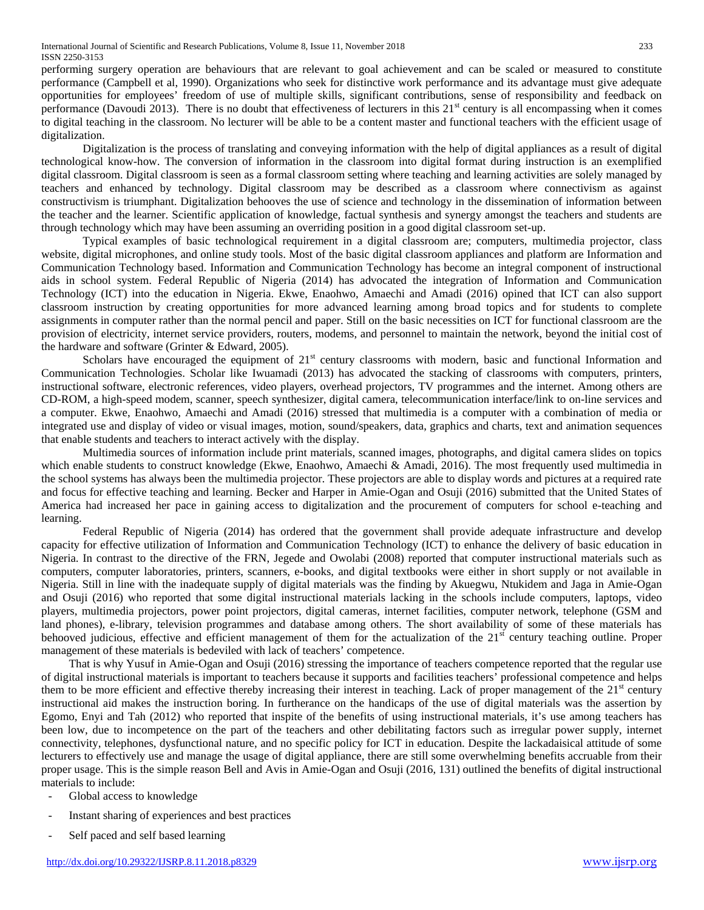performing surgery operation are behaviours that are relevant to goal achievement and can be scaled or measured to constitute performance (Campbell et al, 1990). Organizations who seek for distinctive work performance and its advantage must give adequate opportunities for employees' freedom of use of multiple skills, significant contributions, sense of responsibility and feedback on performance (Davoudi 2013). There is no doubt that effectiveness of lecturers in this 21st century is all encompassing when it comes to digital teaching in the classroom. No lecturer will be able to be a content master and functional teachers with the efficient usage of digitalization.

Digitalization is the process of translating and conveying information with the help of digital appliances as a result of digital technological know-how. The conversion of information in the classroom into digital format during instruction is an exemplified digital classroom. Digital classroom is seen as a formal classroom setting where teaching and learning activities are solely managed by teachers and enhanced by technology. Digital classroom may be described as a classroom where connectivism as against constructivism is triumphant. Digitalization behooves the use of science and technology in the dissemination of information between the teacher and the learner. Scientific application of knowledge, factual synthesis and synergy amongst the teachers and students are through technology which may have been assuming an overriding position in a good digital classroom set-up.

Typical examples of basic technological requirement in a digital classroom are; computers, multimedia projector, class website, digital microphones, and online study tools. Most of the basic digital classroom appliances and platform are Information and Communication Technology based. Information and Communication Technology has become an integral component of instructional aids in school system. Federal Republic of Nigeria (2014) has advocated the integration of Information and Communication Technology (ICT) into the education in Nigeria. Ekwe, Enaohwo, Amaechi and Amadi (2016) opined that ICT can also support classroom instruction by creating opportunities for more advanced learning among broad topics and for students to complete assignments in computer rather than the normal pencil and paper. Still on the basic necessities on ICT for functional classroom are the provision of electricity, internet service providers, routers, modems, and personnel to maintain the network, beyond the initial cost of the hardware and software (Grinter & Edward, 2005).

Scholars have encouraged the equipment of 21st century classrooms with modern, basic and functional Information and Communication Technologies. Scholar like Iwuamadi (2013) has advocated the stacking of classrooms with computers, printers, instructional software, electronic references, video players, overhead projectors, TV programmes and the internet. Among others are CD-ROM, a high-speed modem, scanner, speech synthesizer, digital camera, telecommunication interface/link to on-line services and a computer. Ekwe, Enaohwo, Amaechi and Amadi (2016) stressed that multimedia is a computer with a combination of media or integrated use and display of video or visual images, motion, sound/speakers, data, graphics and charts, text and animation sequences that enable students and teachers to interact actively with the display.

Multimedia sources of information include print materials, scanned images, photographs, and digital camera slides on topics which enable students to construct knowledge (Ekwe, Enaohwo, Amaechi & Amadi, 2016). The most frequently used multimedia in the school systems has always been the multimedia projector. These projectors are able to display words and pictures at a required rate and focus for effective teaching and learning. Becker and Harper in Amie-Ogan and Osuji (2016) submitted that the United States of America had increased her pace in gaining access to digitalization and the procurement of computers for school e-teaching and learning.

Federal Republic of Nigeria (2014) has ordered that the government shall provide adequate infrastructure and develop capacity for effective utilization of Information and Communication Technology (ICT) to enhance the delivery of basic education in Nigeria. In contrast to the directive of the FRN, Jegede and Owolabi (2008) reported that computer instructional materials such as computers, computer laboratories, printers, scanners, e-books, and digital textbooks were either in short supply or not available in Nigeria. Still in line with the inadequate supply of digital materials was the finding by Akuegwu, Ntukidem and Jaga in Amie-Ogan and Osuji (2016) who reported that some digital instructional materials lacking in the schools include computers, laptops, video players, multimedia projectors, power point projectors, digital cameras, internet facilities, computer network, telephone (GSM and land phones), e-library, television programmes and database among others. The short availability of some of these materials has behooved judicious, effective and efficient management of them for the actualization of the 21st century teaching outline. Proper management of these materials is bedeviled with lack of teachers' competence.

That is why Yusuf in Amie-Ogan and Osuji (2016) stressing the importance of teachers competence reported that the regular use of digital instructional materials is important to teachers because it supports and facilities teachers' professional competence and helps them to be more efficient and effective thereby increasing their interest in teaching. Lack of proper management of the 21st century instructional aid makes the instruction boring. In furtherance on the handicaps of the use of digital materials was the assertion by Egomo, Enyi and Tah (2012) who reported that inspite of the benefits of using instructional materials, it's use among teachers has been low, due to incompetence on the part of the teachers and other debilitating factors such as irregular power supply, internet connectivity, telephones, dysfunctional nature, and no specific policy for ICT in education. Despite the lackadaisical attitude of some lecturers to effectively use and manage the usage of digital appliance, there are still some overwhelming benefits accruable from their proper usage. This is the simple reason Bell and Avis in Amie-Ogan and Osuji (2016, 131) outlined the benefits of digital instructional materials to include:

- Global access to knowledge
- Instant sharing of experiences and best practices
- Self paced and self based learning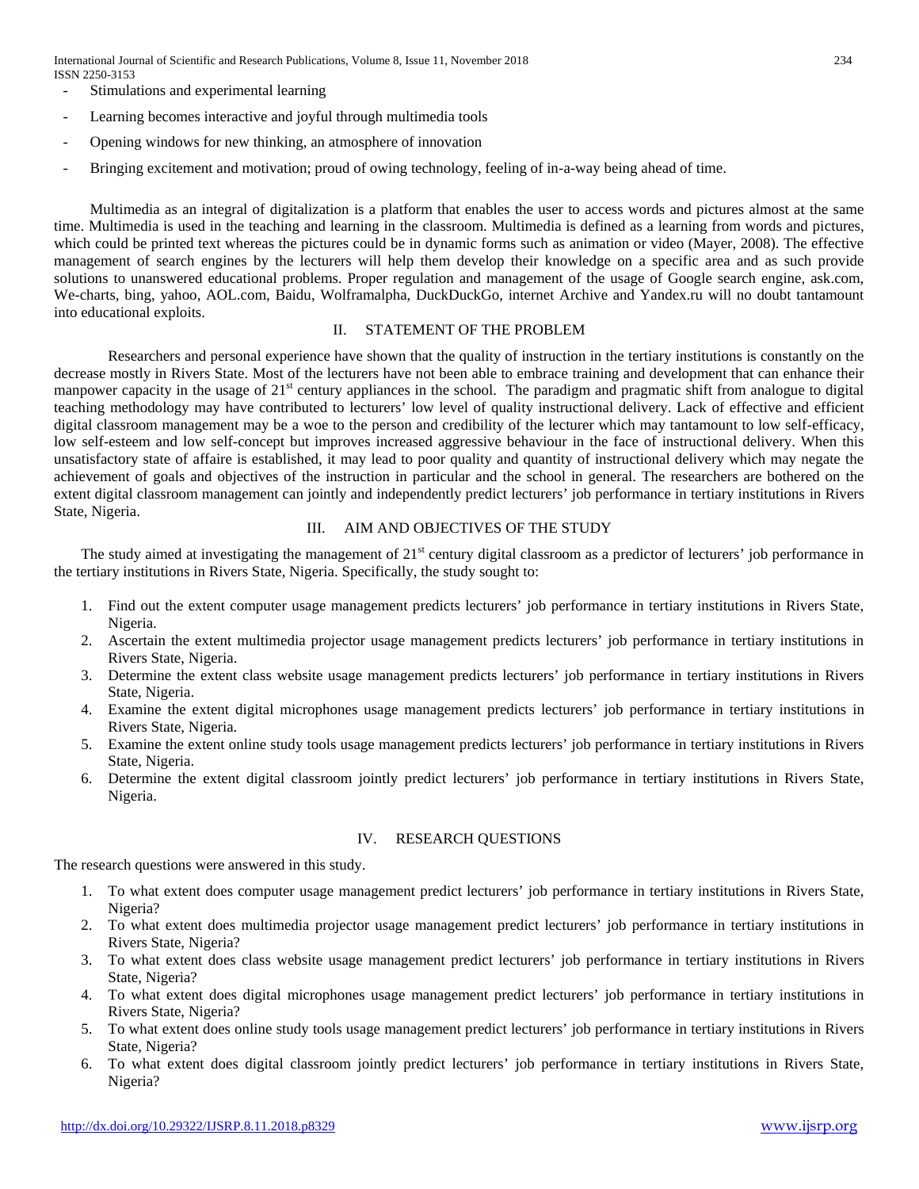- Stimulations and experimental learning
- Learning becomes interactive and joyful through multimedia tools
- Opening windows for new thinking, an atmosphere of innovation
- Bringing excitement and motivation; proud of owing technology, feeling of in-a-way being ahead of time.

Multimedia as an integral of digitalization is a platform that enables the user to access words and pictures almost at the same time. Multimedia is used in the teaching and learning in the classroom. Multimedia is defined as a learning from words and pictures, which could be printed text whereas the pictures could be in dynamic forms such as animation or video (Mayer, 2008). The effective management of search engines by the lecturers will help them develop their knowledge on a specific area and as such provide solutions to unanswered educational problems. Proper regulation and management of the usage of Google search engine, ask.com, We-charts, bing, yahoo, AOL.com, Baidu, Wolframalpha, DuckDuckGo, internet Archive and Yandex.ru will no doubt tantamount into educational exploits.

## II. STATEMENT OF THE PROBLEM

Researchers and personal experience have shown that the quality of instruction in the tertiary institutions is constantly on the decrease mostly in Rivers State. Most of the lecturers have not been able to embrace training and development that can enhance their manpower capacity in the usage of 21st century appliances in the school. The paradigm and pragmatic shift from analogue to digital teaching methodology may have contributed to lecturers' low level of quality instructional delivery. Lack of effective and efficient digital classroom management may be a woe to the person and credibility of the lecturer which may tantamount to low self-efficacy, low self-esteem and low self-concept but improves increased aggressive behaviour in the face of instructional delivery. When this unsatisfactory state of affaire is established, it may lead to poor quality and quantity of instructional delivery which may negate the achievement of goals and objectives of the instruction in particular and the school in general. The researchers are bothered on the extent digital classroom management can jointly and independently predict lecturers' job performance in tertiary institutions in Rivers State, Nigeria.

## III. AIM AND OBJECTIVES OF THE STUDY

The study aimed at investigating the management of 21st century digital classroom as a predictor of lecturers' job performance in the tertiary institutions in Rivers State, Nigeria. Specifically, the study sought to:

1. Find out the extent computer usage management predicts lecturers' job performance in tertiary institutions in Rivers State, Nigeria.
2. Ascertain the extent multimedia projector usage management predicts lecturers' job performance in tertiary institutions in Rivers State, Nigeria.
3. Determine the extent class website usage management predicts lecturers' job performance in tertiary institutions in Rivers State, Nigeria.
4. Examine the extent digital microphones usage management predicts lecturers' job performance in tertiary institutions in Rivers State, Nigeria.
5. Examine the extent online study tools usage management predicts lecturers' job performance in tertiary institutions in Rivers State, Nigeria.
6. Determine the extent digital classroom jointly predict lecturers' job performance in tertiary institutions in Rivers State, Nigeria.

## IV. RESEARCH QUESTIONS

The research questions were answered in this study.

1. To what extent does computer usage management predict lecturers' job performance in tertiary institutions in Rivers State, Nigeria?
2. To what extent does multimedia projector usage management predict lecturers' job performance in tertiary institutions in Rivers State, Nigeria?
3. To what extent does class website usage management predict lecturers' job performance in tertiary institutions in Rivers State, Nigeria?
4. To what extent does digital microphones usage management predict lecturers' job performance in tertiary institutions in Rivers State, Nigeria?
5. To what extent does online study tools usage management predict lecturers' job performance in tertiary institutions in Rivers State, Nigeria?
6. To what extent does digital classroom jointly predict lecturers' job performance in tertiary institutions in Rivers State, Nigeria?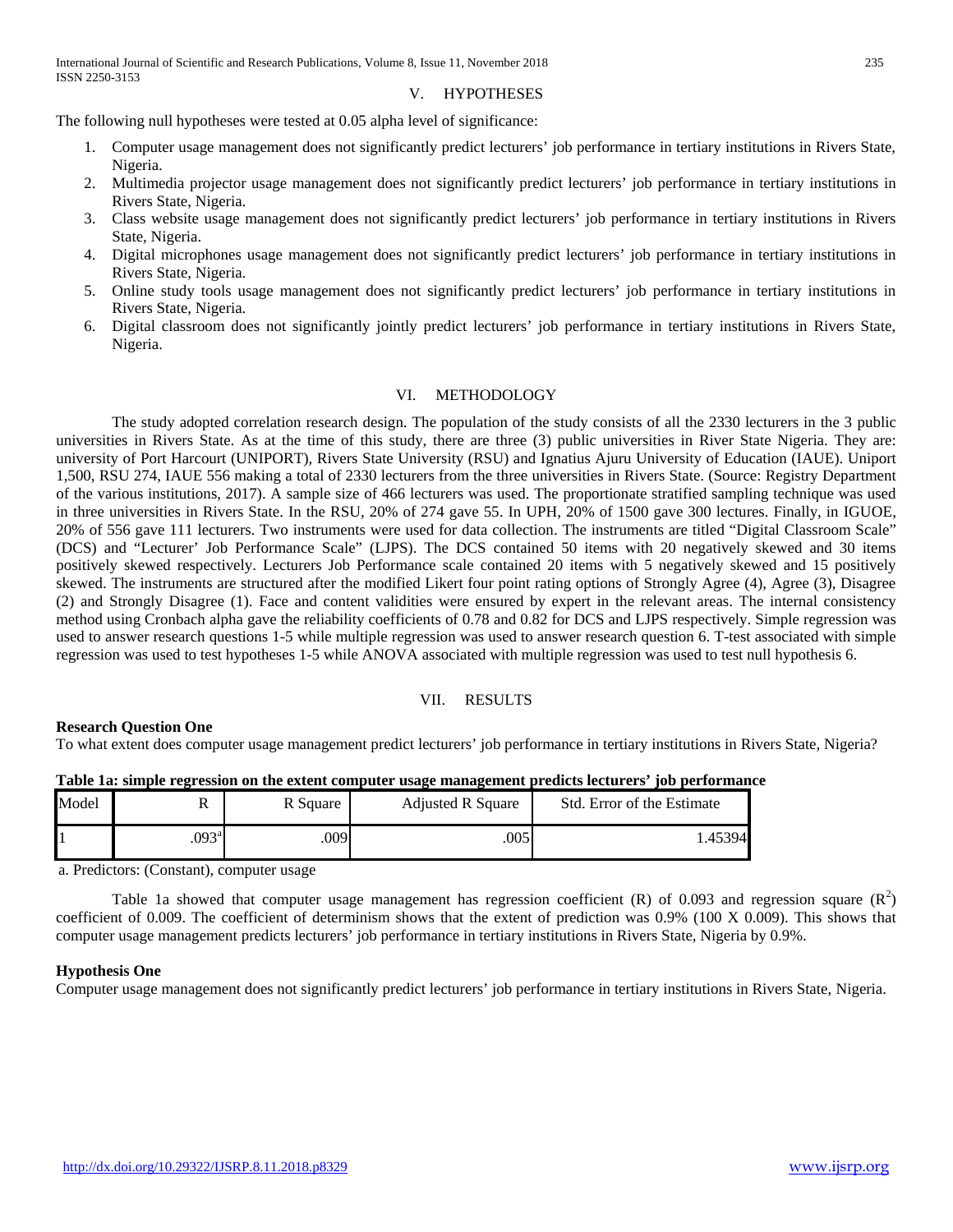## V. HYPOTHESES

The following null hypotheses were tested at 0.05 alpha level of significance:

1. Computer usage management does not significantly predict lecturers' job performance in tertiary institutions in Rivers State, Nigeria.
2. Multimedia projector usage management does not significantly predict lecturers' job performance in tertiary institutions in Rivers State, Nigeria.
3. Class website usage management does not significantly predict lecturers' job performance in tertiary institutions in Rivers State, Nigeria.
4. Digital microphones usage management does not significantly predict lecturers' job performance in tertiary institutions in Rivers State, Nigeria.
5. Online study tools usage management does not significantly predict lecturers' job performance in tertiary institutions in Rivers State, Nigeria.
6. Digital classroom does not significantly jointly predict lecturers' job performance in tertiary institutions in Rivers State, Nigeria.

## VI. METHODOLOGY

The study adopted correlation research design. The population of the study consists of all the 2330 lecturers in the 3 public universities in Rivers State. As at the time of this study, there are three (3) public universities in River State Nigeria. They are: university of Port Harcourt (UNIPORT), Rivers State University (RSU) and Ignatius Ajuru University of Education (IAUE). Uniport 1,500, RSU 274, IAUE 556 making a total of 2330 lecturers from the three universities in Rivers State. (Source: Registry Department of the various institutions, 2017). A sample size of 466 lecturers was used. The proportionate stratified sampling technique was used in three universities in Rivers State. In the RSU, 20% of 274 gave 55. In UPH, 20% of 1500 gave 300 lectures. Finally, in IGUOE, 20% of 556 gave 111 lecturers. Two instruments were used for data collection. The instruments are titled "Digital Classroom Scale" (DCS) and "Lecturer' Job Performance Scale" (LJPS). The DCS contained 50 items with 20 negatively skewed and 30 items positively skewed respectively. Lecturers Job Performance scale contained 20 items with 5 negatively skewed and 15 positively skewed. The instruments are structured after the modified Likert four point rating options of Strongly Agree (4), Agree (3), Disagree (2) and Strongly Disagree (1). Face and content validities were ensured by expert in the relevant areas. The internal consistency method using Cronbach alpha gave the reliability coefficients of 0.78 and 0.82 for DCS and LJPS respectively. Simple regression was used to answer research questions 1-5 while multiple regression was used to answer research question 6. T-test associated with simple regression was used to test hypotheses 1-5 while ANOVA associated with multiple regression was used to test null hypothesis 6.

## VII. RESULTS

**Research Question One**

To what extent does computer usage management predict lecturers' job performance in tertiary institutions in Rivers State, Nigeria?

**Table 1a: simple regression on the extent computer usage management predicts lecturers' job performance**

| Model | R | R Square | Adjusted R Square | Std. Error of the Estimate |
|---|---|---|---|---|
| 1 | .093[a] | .009 | .005 | 1.45394 |

a. Predictors: (Constant), computer usage

Table 1a showed that computer usage management has regression coefficient (R) of 0.093 and regression square ($R^2$) coefficient of 0.009. The coefficient of determinism shows that the extent of prediction was 0.9% (100 X 0.009). This shows that computer usage management predicts lecturers' job performance in tertiary institutions in Rivers State, Nigeria by 0.9%.

**Hypothesis One**

Computer usage management does not significantly predict lecturers' job performance in tertiary institutions in Rivers State, Nigeria.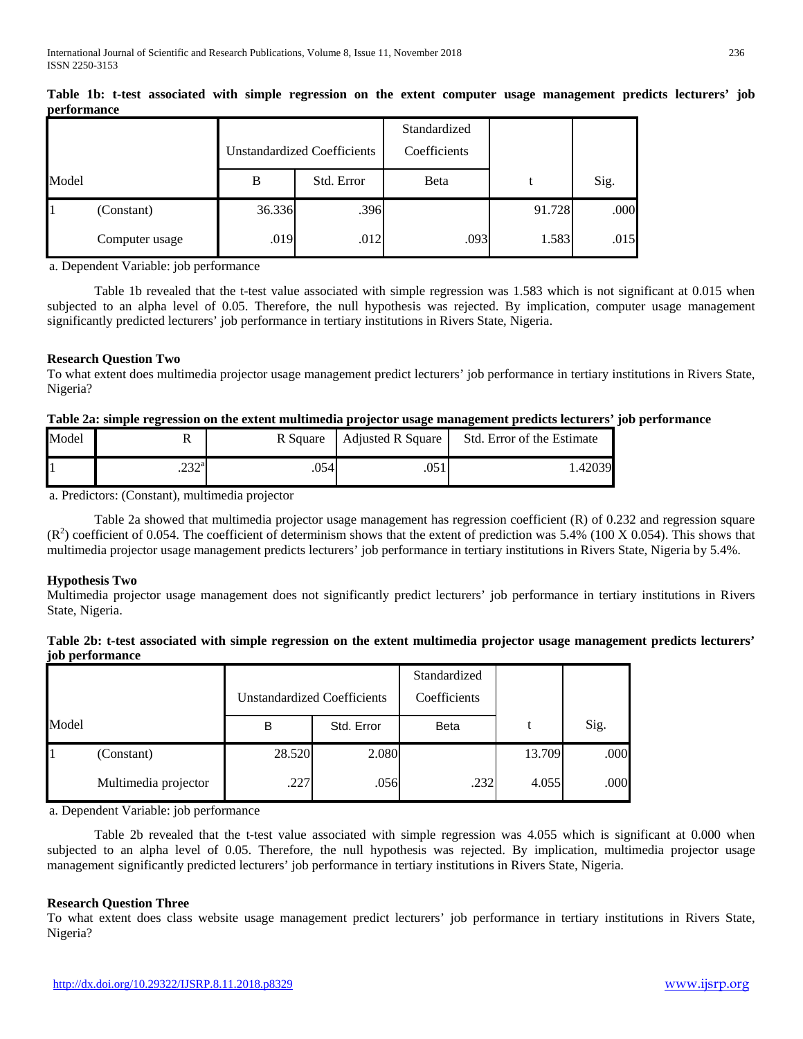**Table 1b: t-test associated with simple regression on the extent computer usage management predicts lecturers' job performance**

| Model | | Unstandardized Coefficients | | Standardized Coefficients | t | Sig. |
|---|---|---|---|---|---|---|
| | | B | Std. Error | Beta | | |
| 1 | (Constant) | 36.336 | .396 | | 91.728 | .000 |
| | Computer usage | .019 | .012 | .093 | 1.583 | .015 |

a. Dependent Variable: job performance

Table 1b revealed that the t-test value associated with simple regression was 1.583 which is not significant at 0.015 when subjected to an alpha level of 0.05. Therefore, the null hypothesis was rejected. By implication, computer usage management significantly predicted lecturers' job performance in tertiary institutions in Rivers State, Nigeria.

**Research Question Two**

To what extent does multimedia projector usage management predict lecturers' job performance in tertiary institutions in Rivers State, Nigeria?

**Table 2a: simple regression on the extent multimedia projector usage management predicts lecturers' job performance**

| Model | R | R Square | Adjusted R Square | Std. Error of the Estimate |
|---|---|---|---|---|
| 1 | .232[a] | .054 | .051 | 1.42039 |

a. Predictors: (Constant), multimedia projector

Table 2a showed that multimedia projector usage management has regression coefficient (R) of 0.232 and regression square ($R^2$) coefficient of 0.054. The coefficient of determinism shows that the extent of prediction was 5.4% (100 X 0.054). This shows that multimedia projector usage management predicts lecturers' job performance in tertiary institutions in Rivers State, Nigeria by 5.4%.

**Hypothesis Two**

Multimedia projector usage management does not significantly predict lecturers' job performance in tertiary institutions in Rivers State, Nigeria.

**Table 2b: t-test associated with simple regression on the extent multimedia projector usage management predicts lecturers' job performance**

| Model | | Unstandardized Coefficients | | Standardized Coefficients | t | Sig. |
|---|---|---|---|---|---|---|
| | | B | Std. Error | Beta | | |
| 1 | (Constant) | 28.520 | 2.080 | | 13.709 | .000 |
| | Multimedia projector | .227 | .056 | .232 | 4.055 | .000 |

a. Dependent Variable: job performance

Table 2b revealed that the t-test value associated with simple regression was 4.055 which is significant at 0.000 when subjected to an alpha level of 0.05. Therefore, the null hypothesis was rejected. By implication, multimedia projector usage management significantly predicted lecturers' job performance in tertiary institutions in Rivers State, Nigeria.

**Research Question Three**

To what extent does class website usage management predict lecturers' job performance in tertiary institutions in Rivers State, Nigeria?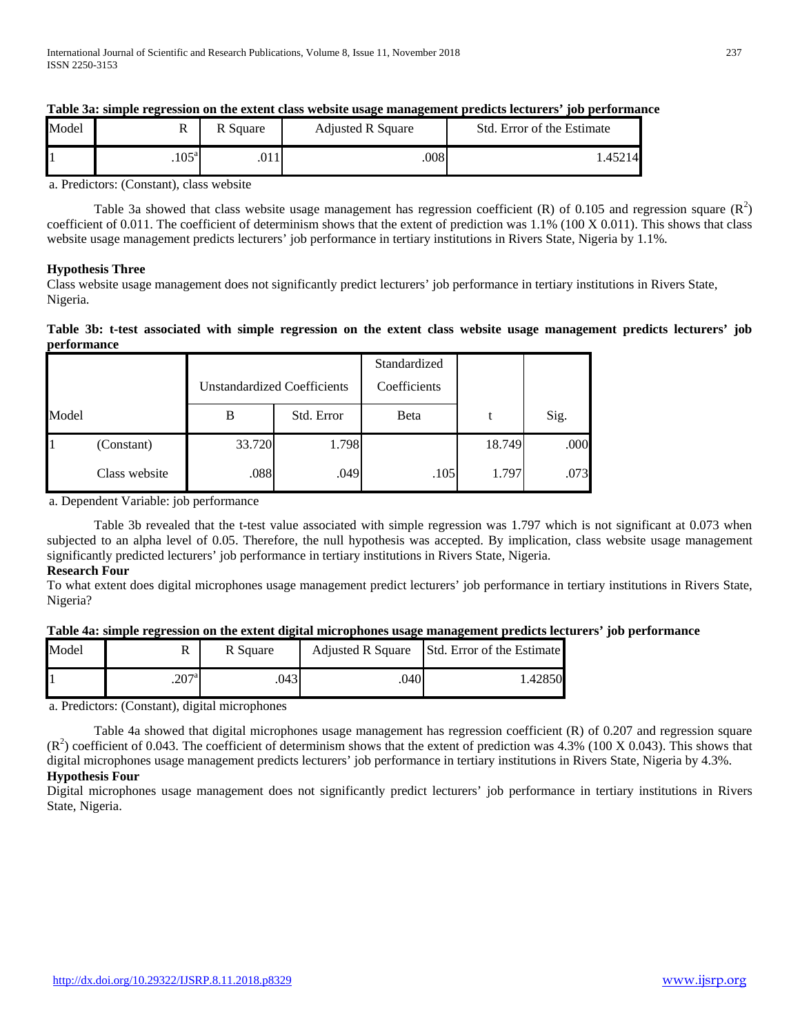**Table 3a: simple regression on the extent class website usage management predicts lecturers' job performance**

| Model | R | R Square | Adjusted R Square | Std. Error of the Estimate |
|---|---|---|---|---|
| 1 | .105[a] | .011 | .008 | 1.45214 |

a. Predictors: (Constant), class website

Table 3a showed that class website usage management has regression coefficient (R) of 0.105 and regression square ($R^2$) coefficient of 0.011. The coefficient of determinism shows that the extent of prediction was 1.1% (100 X 0.011). This shows that class website usage management predicts lecturers' job performance in tertiary institutions in Rivers State, Nigeria by 1.1%.

**Hypothesis Three**

Class website usage management does not significantly predict lecturers' job performance in tertiary institutions in Rivers State, Nigeria.

**Table 3b: t-test associated with simple regression on the extent class website usage management predicts lecturers' job performance**

| Model | | Unstandardized Coefficients | | Standardized Coefficients | t | Sig. |
|---|---|---|---|---|---|---|
| | | B | Std. Error | Beta | | |
| 1 | (Constant) | 33.720 | 1.798 | | 18.749 | .000 |
| | Class website | .088 | .049 | .105 | 1.797 | .073 |

a. Dependent Variable: job performance

Table 3b revealed that the t-test value associated with simple regression was 1.797 which is not significant at 0.073 when subjected to an alpha level of 0.05. Therefore, the null hypothesis was accepted. By implication, class website usage management significantly predicted lecturers' job performance in tertiary institutions in Rivers State, Nigeria.

**Research Four**

To what extent does digital microphones usage management predict lecturers' job performance in tertiary institutions in Rivers State, Nigeria?

**Table 4a: simple regression on the extent digital microphones usage management predicts lecturers' job performance**

| Model | R | R Square | Adjusted R Square | Std. Error of the Estimate |
|---|---|---|---|---|
| 1 | .207[a] | .043 | .040 | 1.42850 |

a. Predictors: (Constant), digital microphones

Table 4a showed that digital microphones usage management has regression coefficient (R) of 0.207 and regression square ($R^2$) coefficient of 0.043. The coefficient of determinism shows that the extent of prediction was 4.3% (100 X 0.043). This shows that digital microphones usage management predicts lecturers' job performance in tertiary institutions in Rivers State, Nigeria by 4.3%.

**Hypothesis Four**

Digital microphones usage management does not significantly predict lecturers' job performance in tertiary institutions in Rivers State, Nigeria.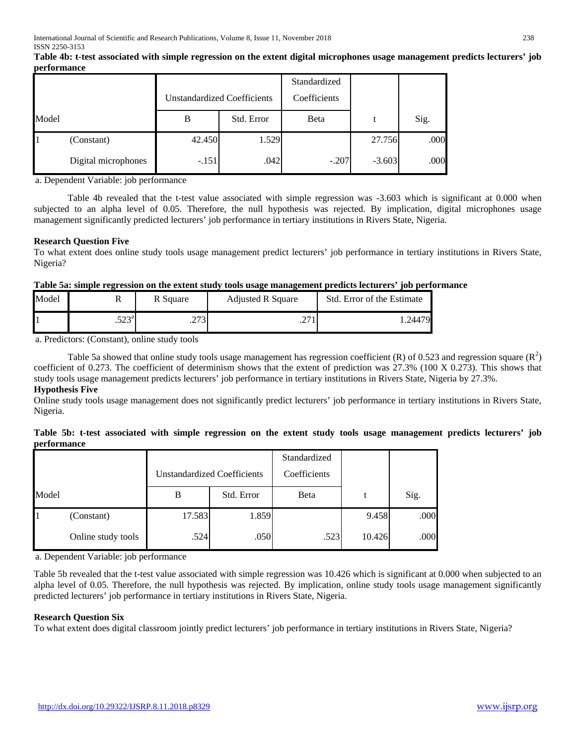**Table 4b: t-test associated with simple regression on the extent digital microphones usage management predicts lecturers' job performance**

| Model | | Unstandardized Coefficients | | Standardized Coefficients | t | Sig. |
|---|---|---|---|---|---|---|
| | | B | Std. Error | Beta | | |
| 1 | (Constant) | 42.450 | 1.529 | | 27.756 | .000 |
| | Digital microphones | -.151 | .042 | -.207 | -3.603 | .000 |

a. Dependent Variable: job performance

Table 4b revealed that the t-test value associated with simple regression was -3.603 which is significant at 0.000 when subjected to an alpha level of 0.05. Therefore, the null hypothesis was rejected. By implication, digital microphones usage management significantly predicted lecturers' job performance in tertiary institutions in Rivers State, Nigeria.

**Research Question Five**

To what extent does online study tools usage management predict lecturers' job performance in tertiary institutions in Rivers State, Nigeria?

**Table 5a: simple regression on the extent study tools usage management predicts lecturers' job performance**

| Model | R | R Square | Adjusted R Square | Std. Error of the Estimate |
|---|---|---|---|---|
| 1 | .523[a] | .273 | .271 | 1.24479 |

a. Predictors: (Constant), online study tools

Table 5a showed that online study tools usage management has regression coefficient (R) of 0.523 and regression square ($R^2$) coefficient of 0.273. The coefficient of determinism shows that the extent of prediction was 27.3% (100 X 0.273). This shows that study tools usage management predicts lecturers' job performance in tertiary institutions in Rivers State, Nigeria by 27.3%.

**Hypothesis Five**

Online study tools usage management does not significantly predict lecturers' job performance in tertiary institutions in Rivers State, Nigeria.

**Table 5b: t-test associated with simple regression on the extent study tools usage management predicts lecturers' job performance**

| Model | | Unstandardized Coefficients | | Standardized Coefficients | t | Sig. |
|---|---|---|---|---|---|---|
| | | B | Std. Error | Beta | | |
| 1 | (Constant) | 17.583 | 1.859 | | 9.458 | .000 |
| | Online study tools | .524 | .050 | .523 | 10.426 | .000 |

a. Dependent Variable: job performance

Table 5b revealed that the t-test value associated with simple regression was 10.426 which is significant at 0.000 when subjected to an alpha level of 0.05. Therefore, the null hypothesis was rejected. By implication, online study tools usage management significantly predicted lecturers' job performance in tertiary institutions in Rivers State, Nigeria.

**Research Question Six**

To what extent does digital classroom jointly predict lecturers' job performance in tertiary institutions in Rivers State, Nigeria?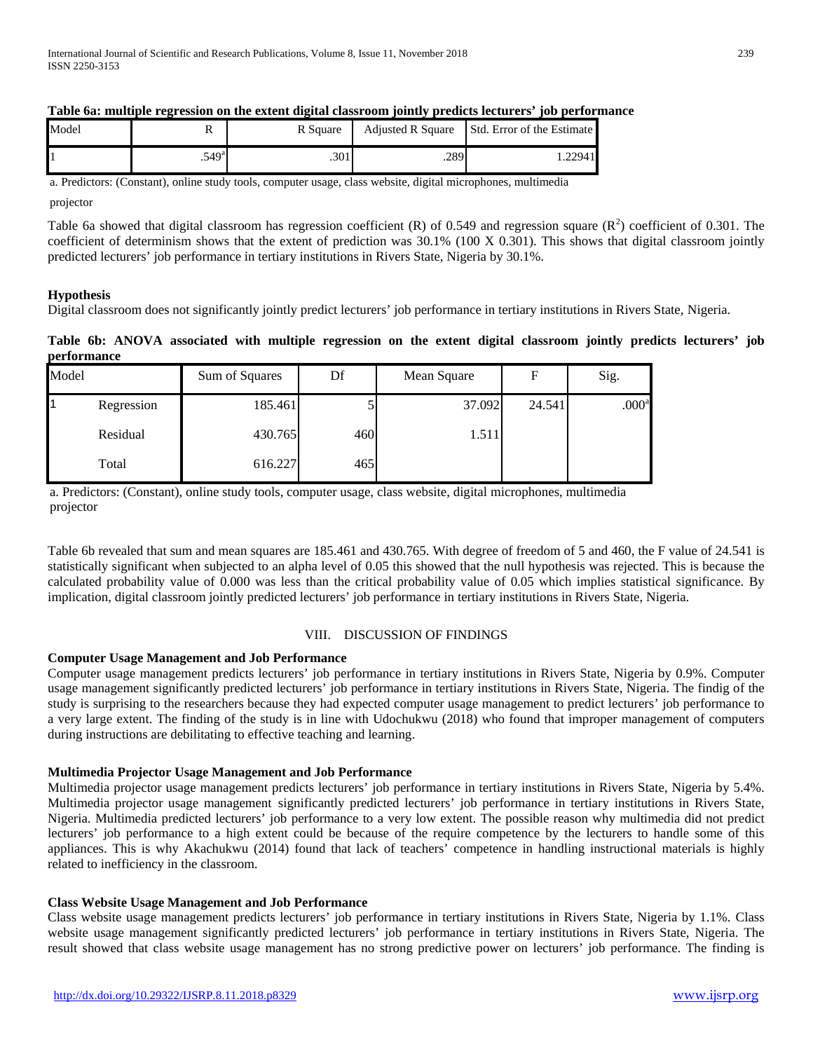**Table 6a: multiple regression on the extent digital classroom jointly predicts lecturers' job performance**

| Model | R | R Square | Adjusted R Square | Std. Error of the Estimate |
|---|---|---|---|---|
| 1 | .549[a] | .301 | .289 | 1.22941 |

a. Predictors: (Constant), online study tools, computer usage, class website, digital microphones, multimedia projector

Table 6a showed that digital classroom has regression coefficient (R) of 0.549 and regression square ($R^2$) coefficient of 0.301. The coefficient of determinism shows that the extent of prediction was 30.1% (100 X 0.301). This shows that digital classroom jointly predicted lecturers' job performance in tertiary institutions in Rivers State, Nigeria by 30.1%.

**Hypothesis**

Digital classroom does not significantly jointly predict lecturers' job performance in tertiary institutions in Rivers State, Nigeria.

**Table 6b: ANOVA associated with multiple regression on the extent digital classroom jointly predicts lecturers' job performance**

| Model | | Sum of Squares | Df | Mean Square | F | Sig. |
|---|---|---|---|---|---|---|
| 1 | Regression | 185.461 | 5 | 37.092 | 24.541 | .000[a] |
| | Residual | 430.765 | 460 | 1.511 | | |
| | Total | 616.227 | 465 | | | |

a. Predictors: (Constant), online study tools, computer usage, class website, digital microphones, multimedia projector

Table 6b revealed that sum and mean squares are 185.461 and 430.765. With degree of freedom of 5 and 460, the F value of 24.541 is statistically significant when subjected to an alpha level of 0.05 this showed that the null hypothesis was rejected. This is because the calculated probability value of 0.000 was less than the critical probability value of 0.05 which implies statistical significance. By implication, digital classroom jointly predicted lecturers' job performance in tertiary institutions in Rivers State, Nigeria.

## VIII. DISCUSSION OF FINDINGS

**Computer Usage Management and Job Performance**

Computer usage management predicts lecturers' job performance in tertiary institutions in Rivers State, Nigeria by 0.9%. Computer usage management significantly predicted lecturers' job performance in tertiary institutions in Rivers State, Nigeria. The findig of the study is surprising to the researchers because they had expected computer usage management to predict lecturers' job performance to a very large extent. The finding of the study is in line with Udochukwu (2018) who found that improper management of computers during instructions are debilitating to effective teaching and learning.

**Multimedia Projector Usage Management and Job Performance**

Multimedia projector usage management predicts lecturers' job performance in tertiary institutions in Rivers State, Nigeria by 5.4%. Multimedia projector usage management significantly predicted lecturers' job performance in tertiary institutions in Rivers State, Nigeria. Multimedia predicted lecturers' job performance to a very low extent. The possible reason why multimedia did not predict lecturers' job performance to a high extent could be because of the require competence by the lecturers to handle some of this appliances. This is why Akachukwu (2014) found that lack of teachers' competence in handling instructional materials is highly related to inefficiency in the classroom.

**Class Website Usage Management and Job Performance**

Class website usage management predicts lecturers' job performance in tertiary institutions in Rivers State, Nigeria by 1.1%. Class website usage management significantly predicted lecturers' job performance in tertiary institutions in Rivers State, Nigeria. The result showed that class website usage management has no strong predictive power on lecturers' job performance. The finding is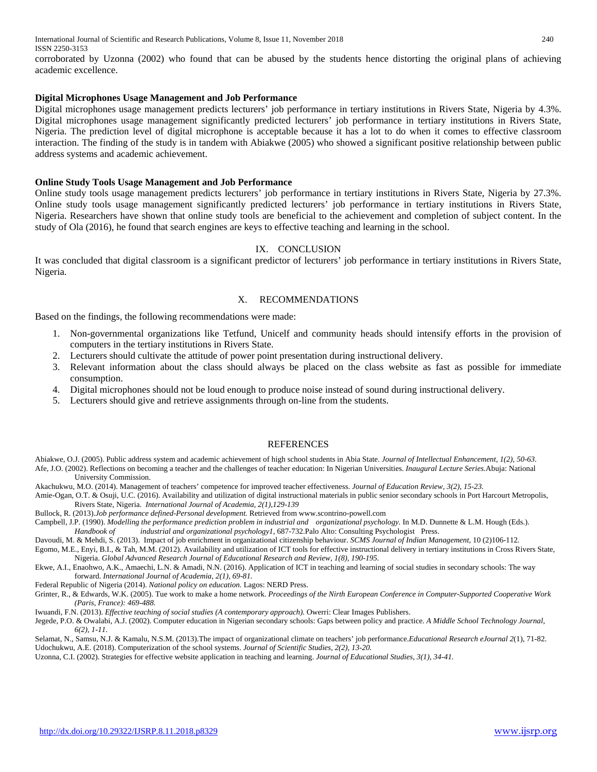corroborated by Uzonna (2002) who found that can be abused by the students hence distorting the original plans of achieving academic excellence.

### Digital Microphones Usage Management and Job Performance

Digital microphones usage management predicts lecturers' job performance in tertiary institutions in Rivers State, Nigeria by 4.3%. Digital microphones usage management significantly predicted lecturers' job performance in tertiary institutions in Rivers State, Nigeria. The prediction level of digital microphone is acceptable because it has a lot to do when it comes to effective classroom interaction. The finding of the study is in tandem with Abiakwe (2005) who showed a significant positive relationship between public address systems and academic achievement.

### Online Study Tools Usage Management and Job Performance

Online study tools usage management predicts lecturers' job performance in tertiary institutions in Rivers State, Nigeria by 27.3%. Online study tools usage management significantly predicted lecturers' job performance in tertiary institutions in Rivers State, Nigeria. Researchers have shown that online study tools are beneficial to the achievement and completion of subject content. In the study of Ola (2016), he found that search engines are keys to effective teaching and learning in the school.

## IX. CONCLUSION

It was concluded that digital classroom is a significant predictor of lecturers' job performance in tertiary institutions in Rivers State, Nigeria.

## X. RECOMMENDATIONS

Based on the findings, the following recommendations were made:

1. Non-governmental organizations like Tetfund, Unicelf and community heads should intensify efforts in the provision of computers in the tertiary institutions in Rivers State.
2. Lecturers should cultivate the attitude of power point presentation during instructional delivery.
3. Relevant information about the class should always be placed on the class website as fast as possible for immediate consumption.
4. Digital microphones should not be loud enough to produce noise instead of sound during instructional delivery.
5. Lecturers should give and retrieve assignments through on-line from the students.

## REFERENCES

Abiakwe, O.J. (2005). Public address system and academic achievement of high school students in Abia State. *Journal of Intellectual Enhancement, 1(2), 50-63.*

Afe, J.O. (2002). Reflections on becoming a teacher and the challenges of teacher education: In Nigerian Universities. *Inaugural Lecture Series.*Abuja: National University Commission.

Akachukwu, M.O. (2014). Management of teachers' competence for improved teacher effectiveness. *Journal of Education Review, 3(2), 15-23.*

Amie-Ogan, O.T. & Osuji, U.C. (2016). Availability and utilization of digital instructional materials in public senior secondary schools in Port Harcourt Metropolis, Rivers State, Nigeria. *International Journal of Academia, 2(1),129-139*

Bullock, R. (2013).*Job performance defined-Personal development.* Retrieved from www.scontrino-powell.com

Campbell, J.P. (1990). *Modelling the performance prediction problem in industrial and organizational psychology.* In M.D. Dunnette & L.M. Hough (Eds.). *Handbook of industrial and organizational psychology1,* 687-732.Palo Alto: Consulting Psychologist Press.

Davoudi, M. & Mehdi, S. (2013). Impact of job enrichment in organizational citizenship behaviour. *SCMS Journal of Indian Management,* 10 (2)106-112.

Egomo, M.E., Enyi, B.I., & Tah, M.M. (2012). Availability and utilization of ICT tools for effective instructional delivery in tertiary institutions in Cross Rivers State, Nigeria. *Global Advanced Research Journal of Educational Research and Review, 1(8), 190-195.*

Ekwe, A.I., Enaohwo, A.K., Amaechi, L.N. & Amadi, N.N. (2016). Application of ICT in teaching and learning of social studies in secondary schools: The way forward. *International Journal of Academia, 2(1), 69-81.*

Federal Republic of Nigeria (2014). *National policy on education.* Lagos: NERD Press.

Grinter, R., & Edwards, W.K. (2005). Tue work to make a home network. *Proceedings of the Nirth European Conference in Computer-Supported Cooperative Work (Paris, France): 469-488.*

Iwuandi, F.N. (2013). *Effective teaching of social studies (A contemporary approach).* Owerri: Clear Images Publishers.

Jegede, P.O. & Owalabi, A.J. (2002). Computer education in Nigerian secondary schools: Gaps between policy and practice. *A Middle School Technology Journal, 6(2), 1-11.*

Selamat, N., Samsu, N.J. & Kamalu, N.S.M. (2013).The impact of organizational climate on teachers' job performance.*Educational Research eJournal 2*(1), 71-82.

Udochukwu, A.E. (2018). Computerization of the school systems. *Journal of Scientific Studies, 2(2), 13-20.*

Uzonna, C.I. (2002). Strategies for effective website application in teaching and learning. *Journal of Educational Studies, 3(1), 34-41.*